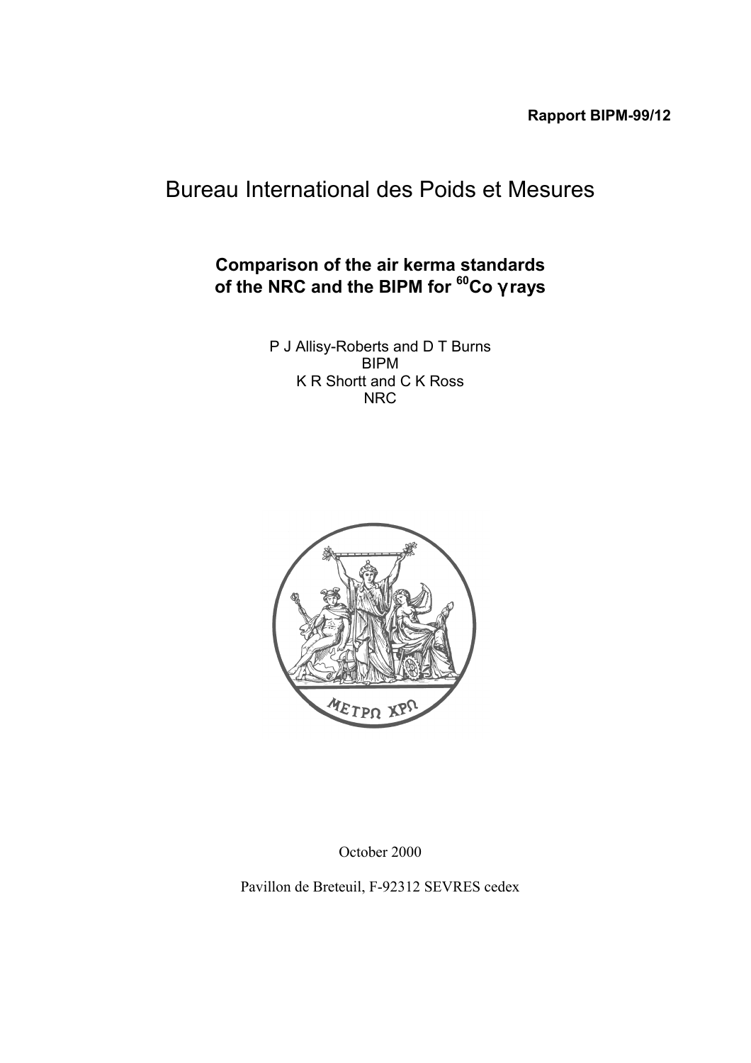**Rapport BIPM-99/12**

# Bureau International des Poids et Mesures

## Comparison of the air kerma standards of the NRC and the BIPM for $^{60}$Co γ rays

P J Allisy-Roberts and D T Burns
BIPM
K R Shortt and C K Ross
NRC

ΜΕΤΡΩ ΧΡΩ

October 2000

Pavillon de Breteuil, F-92312 SEVRES cedex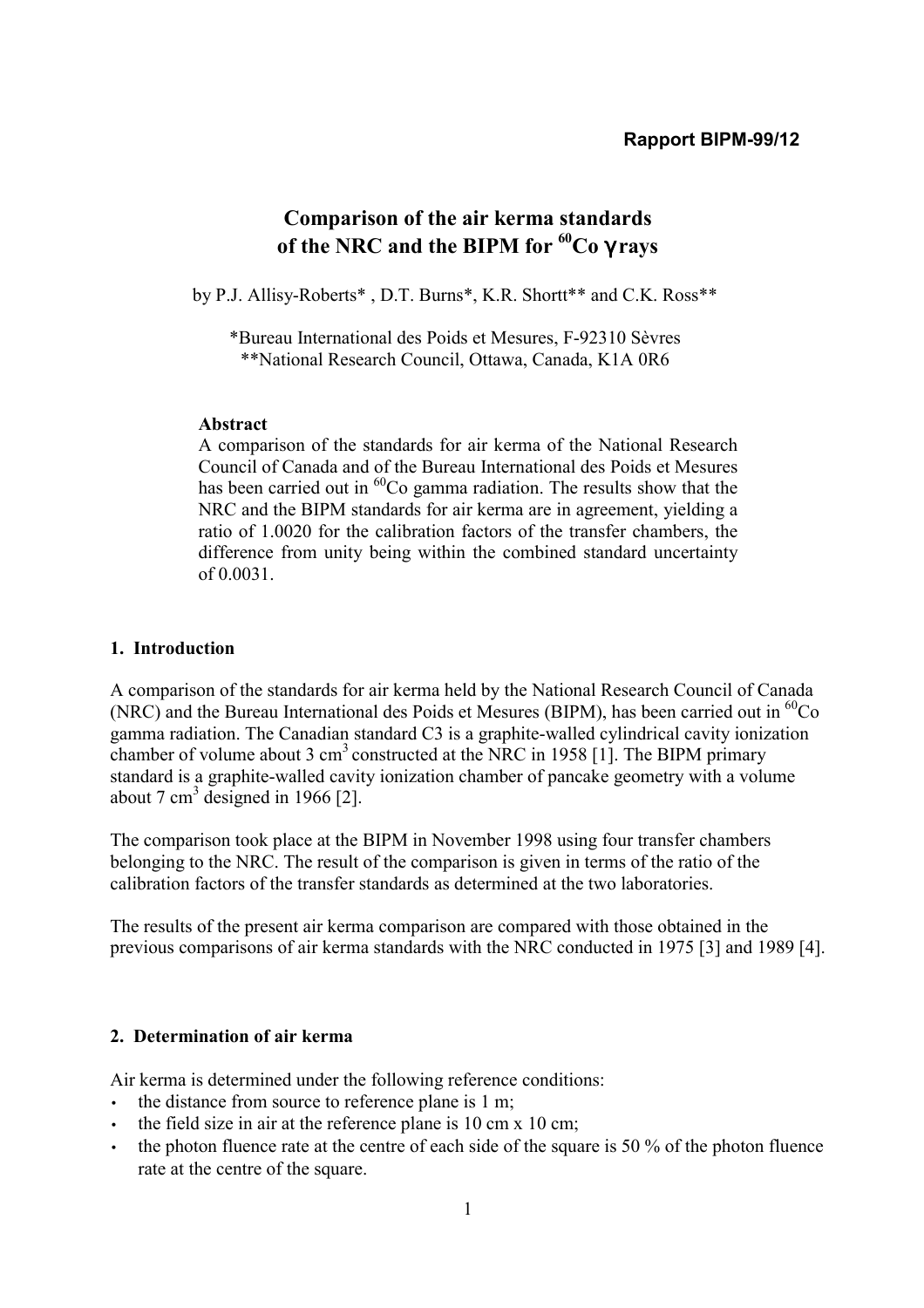Rapport BIPM-99/12

# Comparison of the air kerma standards of the NRC and the BIPM for $^{60}$Co γ rays

by P.J. Allisy-Roberts* , D.T. Burns*, K.R. Shortt** and C.K. Ross**

*Bureau International des Poids et Mesures, F-92310 Sèvres
**National Research Council, Ottawa, Canada, K1A 0R6

**Abstract**

A comparison of the standards for air kerma of the National Research Council of Canada and of the Bureau International des Poids et Mesures has been carried out in $^{60}$Co gamma radiation. The results show that the NRC and the BIPM standards for air kerma are in agreement, yielding a ratio of 1.0020 for the calibration factors of the transfer chambers, the difference from unity being within the combined standard uncertainty of 0.0031.

## 1. Introduction

A comparison of the standards for air kerma held by the National Research Council of Canada (NRC) and the Bureau International des Poids et Mesures (BIPM), has been carried out in $^{60}$Co gamma radiation. The Canadian standard C3 is a graphite-walled cylindrical cavity ionization chamber of volume about 3 cm$^3$ constructed at the NRC in 1958 [1]. The BIPM primary standard is a graphite-walled cavity ionization chamber of pancake geometry with a volume about 7 cm$^3$ designed in 1966 [2].

The comparison took place at the BIPM in November 1998 using four transfer chambers belonging to the NRC. The result of the comparison is given in terms of the ratio of the calibration factors of the transfer standards as determined at the two laboratories.

The results of the present air kerma comparison are compared with those obtained in the previous comparisons of air kerma standards with the NRC conducted in 1975 [3] and 1989 [4].

## 2. Determination of air kerma

Air kerma is determined under the following reference conditions:

- the distance from source to reference plane is 1 m;
- the field size in air at the reference plane is 10 cm x 10 cm;
- the photon fluence rate at the centre of each side of the square is 50 % of the photon fluence rate at the centre of the square.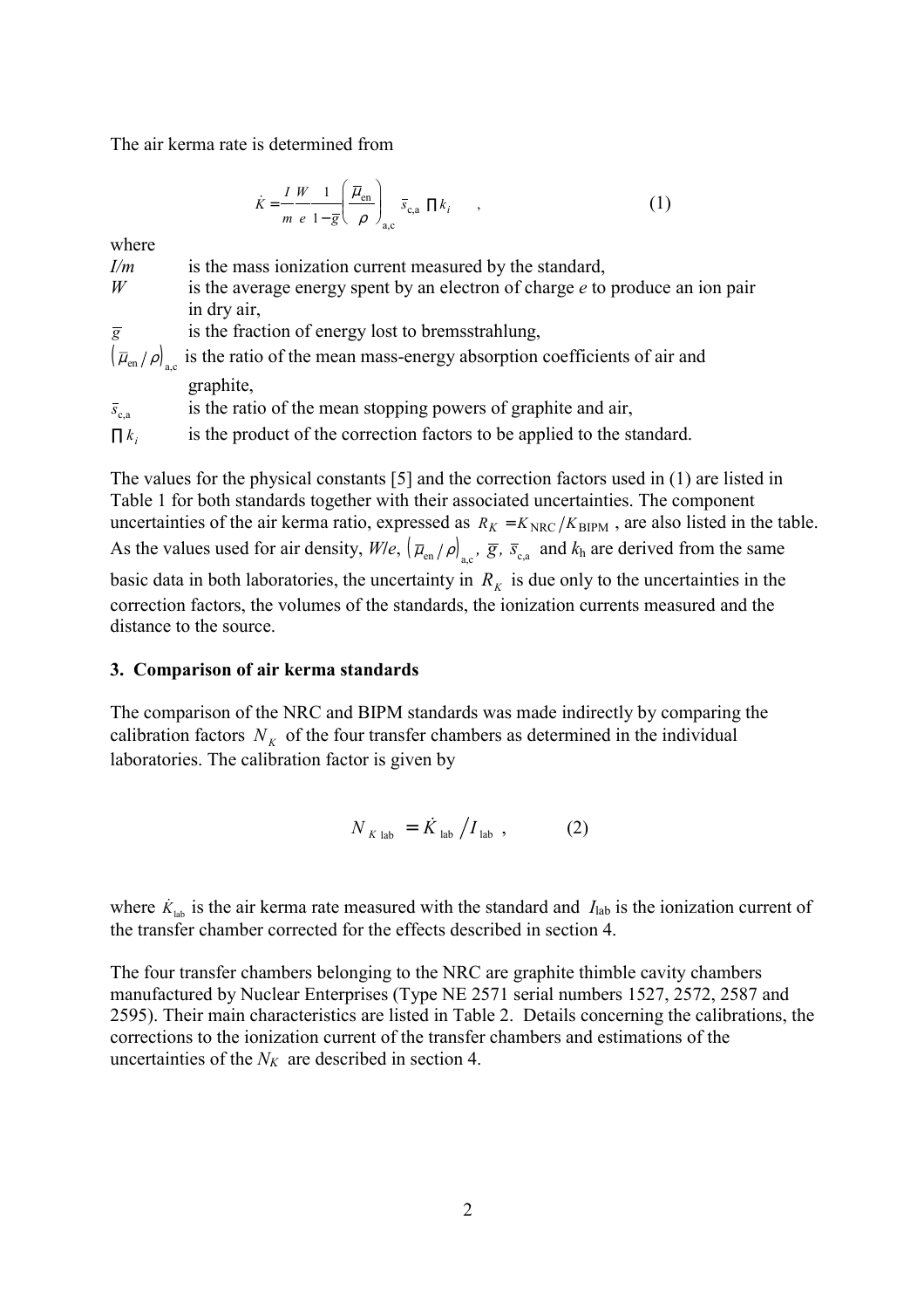The air kerma rate is determined from

$$\dot{K} = \frac{I}{m}\frac{W}{e}\frac{1}{1-\bar{g}}\left(\frac{\bar{\mu}_{\text{en}}}{\rho}\right)_{\text{a,c}} \bar{s}_{\text{c,a}} \prod k_i \quad , \tag{1}$$

where

- $I/m$ is the mass ionization current measured by the standard,
- $W$ is the average energy spent by an electron of charge $e$ to produce an ion pair in dry air,
- $\bar{g}$ is the fraction of energy lost to bremsstrahlung,
- $\left(\bar{\mu}_{\text{en}}/\rho\right)_{\text{a,c}}$ is the ratio of the mean mass-energy absorption coefficients of air and graphite,
- $\bar{s}_{\text{c,a}}$ is the ratio of the mean stopping powers of graphite and air,
- $\prod k_i$ is the product of the correction factors to be applied to the standard.

The values for the physical constants [5] and the correction factors used in (1) are listed in Table 1 for both standards together with their associated uncertainties. The component uncertainties of the air kerma ratio, expressed as $R_K = K_{\text{NRC}}/K_{\text{BIPM}}$ , are also listed in the table. As the values used for air density, $W/e$, $\left(\bar{\mu}_{\text{en}}/\rho\right)_{\text{a,c}}$, $\bar{g}$, $\bar{s}_{\text{c,a}}$ and $k_{\text{h}}$ are derived from the same basic data in both laboratories, the uncertainty in $R_K$ is due only to the uncertainties in the correction factors, the volumes of the standards, the ionization currents measured and the distance to the source.

### 3. Comparison of air kerma standards

The comparison of the NRC and BIPM standards was made indirectly by comparing the calibration factors $N_K$ of the four transfer chambers as determined in the individual laboratories. The calibration factor is given by

$$N_{K\,\text{lab}} = \dot{K}_{\text{lab}} / I_{\text{lab}} \ , \tag{2}$$

where $\dot{K}_{\text{lab}}$ is the air kerma rate measured with the standard and $I_{\text{lab}}$ is the ionization current of the transfer chamber corrected for the effects described in section 4.

The four transfer chambers belonging to the NRC are graphite thimble cavity chambers manufactured by Nuclear Enterprises (Type NE 2571 serial numbers 1527, 2572, 2587 and 2595). Their main characteristics are listed in Table 2. Details concerning the calibrations, the corrections to the ionization current of the transfer chambers and estimations of the uncertainties of the $N_K$ are described in section 4.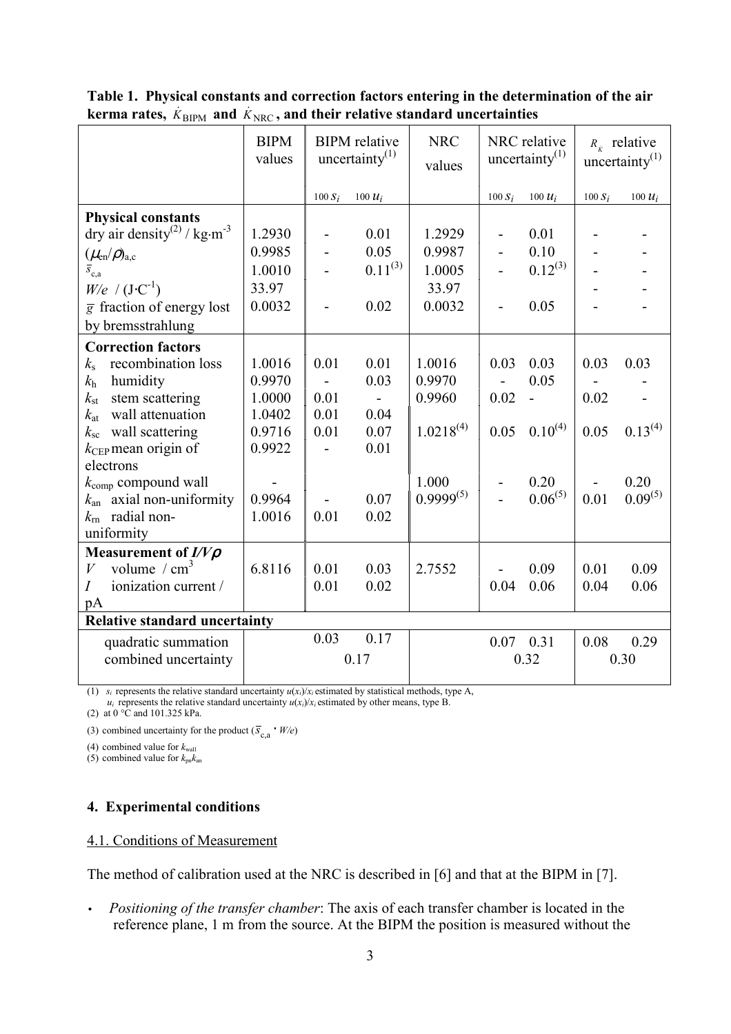**Table 1. Physical constants and correction factors entering in the determination of the air kerma rates, $\dot{K}_{\mathrm{BIPM}}$ and $\dot{K}_{\mathrm{NRC}}$, and their relative standard uncertainties**

| | BIPM values | BIPM relative uncertainty[(1)] | | NRC values | NRC relative uncertainty[(1)] | | $R_{\dot{K}}$ relative uncertainty[(1)] | |
|---|---|---|---|---|---|---|---|---|
| | | $100\,s_i$ | $100\,u_i$ | | $100\,s_i$ | $100\,u_i$ | $100\,s_i$ | $100\,u_i$ |
| **Physical constants** | | | | | | | | |
| dry air density[(2)] / kg·m$^{-3}$ | 1.2930 | - | 0.01 | 1.2929 | - | 0.01 | - | - |
| $(\mu_{\mathrm{en}}/\rho)_{\mathrm{a,c}}$ | 0.9985 | - | 0.05 | 0.9987 | - | 0.10 | - | - |
| $\bar{s}_{\mathrm{c,a}}$ | 1.0010 | - | 0.11[(3)] | 1.0005 | - | 0.12[(3)] | - | - |
| $W/e$ / (J·C$^{-1}$) | 33.97 | | | 33.97 | | | - | - |
| $\bar{g}$ fraction of energy lost by bremsstrahlung | 0.0032 | - | 0.02 | 0.0032 | - | 0.05 | - | - |
| **Correction factors** | | | | | | | | |
| $k_{\mathrm{s}}$ recombination loss | 1.0016 | 0.01 | 0.01 | 1.0016 | 0.03 | 0.03 | 0.03 | 0.03 |
| $k_{\mathrm{h}}$ humidity | 0.9970 | - | 0.03 | 0.9970 | - | 0.05 | - | - |
| $k_{\mathrm{st}}$ stem scattering | 1.0000 | 0.01 | - | 0.9960 | 0.02 | - | 0.02 | - |
| $k_{\mathrm{at}}$ wall attenuation | 1.0402 | 0.01 | 0.04 | | | | | |
| $k_{\mathrm{sc}}$ wall scattering | 0.9716 | 0.01 | 0.07 | 1.0218[(4)] | 0.05 | 0.10[(4)] | 0.05 | 0.13[(4)] |
| $k_{\mathrm{CEP}}$ mean origin of electrons | 0.9922 | - | 0.01 | | | | | |
| $k_{\mathrm{comp}}$ compound wall | - | | | 1.000 | - | 0.20 | - | 0.20 |
| $k_{\mathrm{an}}$ axial non-uniformity | 0.9964 | - | 0.07 | 0.9999[(5)] | - | 0.06[(5)] | 0.01 | 0.09[(5)] |
| $k_{\mathrm{rn}}$ radial non-uniformity | 1.0016 | 0.01 | 0.02 | | | | | |
| **Measurement of $I/V\rho$** | | | | | | | | |
| $V$ volume / cm$^3$ | 6.8116 | 0.01 | 0.03 | 2.7552 | - | 0.09 | 0.01 | 0.09 |
| $I$ ionization current / pA | | 0.01 | 0.02 | | 0.04 | 0.06 | 0.04 | 0.06 |
| **Relative standard uncertainty** | | | | | | | | |
| quadratic summation | | 0.03 | 0.17 | | 0.07 | 0.31 | 0.08 | 0.29 |
| combined uncertainty | | 0.17 | | | 0.32 | | 0.30 | |

(1) $s_i$ represents the relative standard uncertainty $u(x_i)/x_i$ estimated by statistical methods, type A, $u_i$ represents the relative standard uncertainty $u(x_i)/x_i$ estimated by other means, type B.

(2) at 0 °C and 101.325 kPa.

(3) combined uncertainty for the product ($\bar{s}_{\mathrm{c,a}} \cdot W/e$)

(4) combined value for $k_{\mathrm{wall}}$

(5) combined value for $k_{\mathrm{pn}}k_{\mathrm{an}}$

## 4. Experimental conditions

### 4.1. Conditions of Measurement

The method of calibration used at the NRC is described in [6] and that at the BIPM in [7].

- *Positioning of the transfer chamber*: The axis of each transfer chamber is located in the reference plane, 1 m from the source. At the BIPM the position is measured without the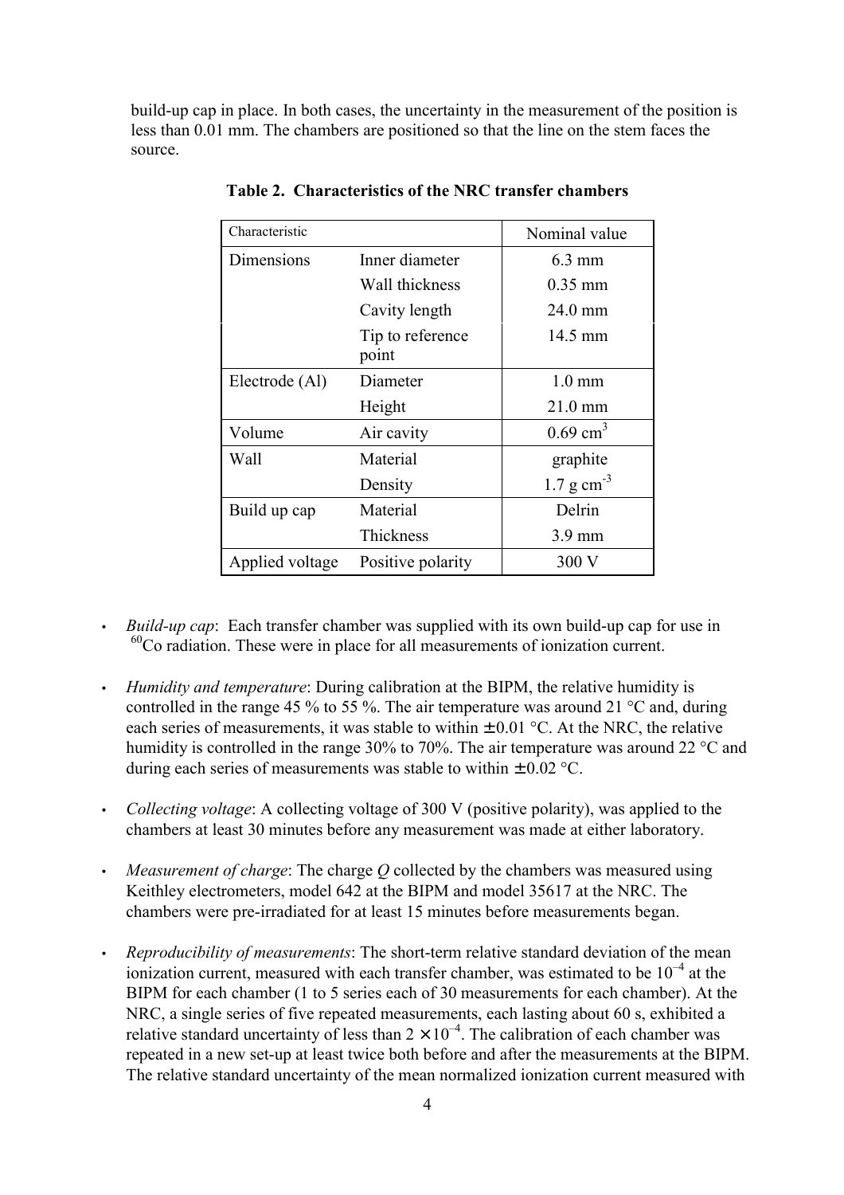build-up cap in place. In both cases, the uncertainty in the measurement of the position is less than 0.01 mm. The chambers are positioned so that the line on the stem faces the source.

**Table 2. Characteristics of the NRC transfer chambers**

| Characteristic | | Nominal value |
|---|---|---|
| Dimensions | Inner diameter | 6.3 mm |
| | Wall thickness | 0.35 mm |
| | Cavity length | 24.0 mm |
| | Tip to reference point | 14.5 mm |
| Electrode (Al) | Diameter | 1.0 mm |
| | Height | 21.0 mm |
| Volume | Air cavity | 0.69 $cm^3$ |
| Wall | Material | graphite |
| | Density | 1.7 g $cm^{-3}$ |
| Build up cap | Material | Delrin |
| | Thickness | 3.9 mm |
| Applied voltage | Positive polarity | 300 V |

- *Build-up cap*: Each transfer chamber was supplied with its own build-up cap for use in $^{60}$Co radiation. These were in place for all measurements of ionization current.
- *Humidity and temperature*: During calibration at the BIPM, the relative humidity is controlled in the range 45 % to 55 %. The air temperature was around 21 °C and, during each series of measurements, it was stable to within $\pm$0.01 °C. At the NRC, the relative humidity is controlled in the range 30% to 70%. The air temperature was around 22 °C and during each series of measurements was stable to within $\pm$0.02 °C.
- *Collecting voltage*: A collecting voltage of 300 V (positive polarity), was applied to the chambers at least 30 minutes before any measurement was made at either laboratory.
- *Measurement of charge*: The charge $Q$ collected by the chambers was measured using Keithley electrometers, model 642 at the BIPM and model 35617 at the NRC. The chambers were pre-irradiated for at least 15 minutes before measurements began.
- *Reproducibility of measurements*: The short-term relative standard deviation of the mean ionization current, measured with each transfer chamber, was estimated to be $10^{-4}$ at the BIPM for each chamber (1 to 5 series each of 30 measurements for each chamber). At the NRC, a single series of five repeated measurements, each lasting about 60 s, exhibited a relative standard uncertainty of less than $2 \times 10^{-4}$. The calibration of each chamber was repeated in a new set-up at least twice both before and after the measurements at the BIPM. The relative standard uncertainty of the mean normalized ionization current measured with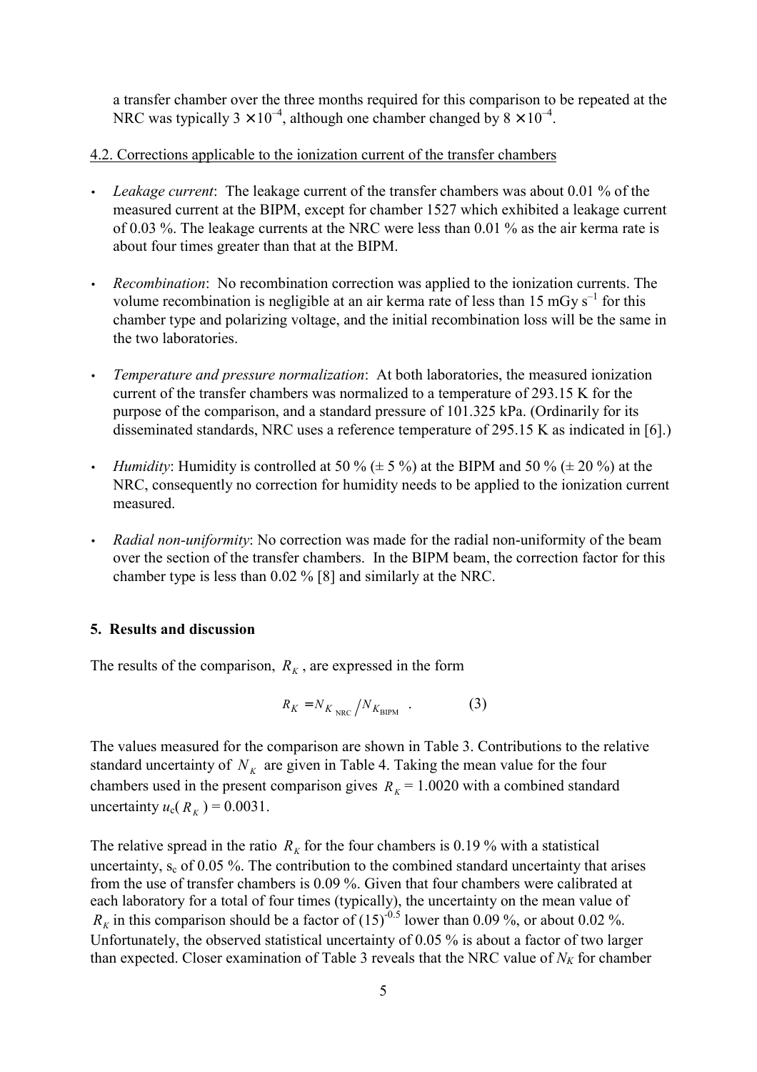a transfer chamber over the three months required for this comparison to be repeated at the NRC was typically $3 \times 10^{-4}$, although one chamber changed by $8 \times 10^{-4}$.

4.2. Corrections applicable to the ionization current of the transfer chambers

- *Leakage current*: The leakage current of the transfer chambers was about 0.01 % of the measured current at the BIPM, except for chamber 1527 which exhibited a leakage current of 0.03 %. The leakage currents at the NRC were less than 0.01 % as the air kerma rate is about four times greater than that at the BIPM.

- *Recombination*: No recombination correction was applied to the ionization currents. The volume recombination is negligible at an air kerma rate of less than 15 mGy $s^{-1}$ for this chamber type and polarizing voltage, and the initial recombination loss will be the same in the two laboratories.

- *Temperature and pressure normalization*: At both laboratories, the measured ionization current of the transfer chambers was normalized to a temperature of 293.15 K for the purpose of the comparison, and a standard pressure of 101.325 kPa. (Ordinarily for its disseminated standards, NRC uses a reference temperature of 295.15 K as indicated in [6].)

- *Humidity*: Humidity is controlled at 50 % (± 5 %) at the BIPM and 50 % (± 20 %) at the NRC, consequently no correction for humidity needs to be applied to the ionization current measured.

- *Radial non-uniformity*: No correction was made for the radial non-uniformity of the beam over the section of the transfer chambers. In the BIPM beam, the correction factor for this chamber type is less than 0.02 % [8] and similarly at the NRC.

## 5. Results and discussion

The results of the comparison, $R_K$, are expressed in the form

$$R_K = N_{K_{\text{NRC}}} / N_{K_{\text{BIPM}}} \quad . \qquad (3)$$

The values measured for the comparison are shown in Table 3. Contributions to the relative standard uncertainty of $N_K$ are given in Table 4. Taking the mean value for the four chambers used in the present comparison gives $R_K = 1.0020$ with a combined standard uncertainty $u_c(R_K) = 0.0031$.

The relative spread in the ratio $R_K$ for the four chambers is 0.19 % with a statistical uncertainty, $s_c$ of 0.05 %. The contribution to the combined standard uncertainty that arises from the use of transfer chambers is 0.09 %. Given that four chambers were calibrated at each laboratory for a total of four times (typically), the uncertainty on the mean value of $R_K$ in this comparison should be a factor of $(15)^{-0.5}$ lower than 0.09 %, or about 0.02 %. Unfortunately, the observed statistical uncertainty of 0.05 % is about a factor of two larger than expected. Closer examination of Table 3 reveals that the NRC value of $N_K$ for chamber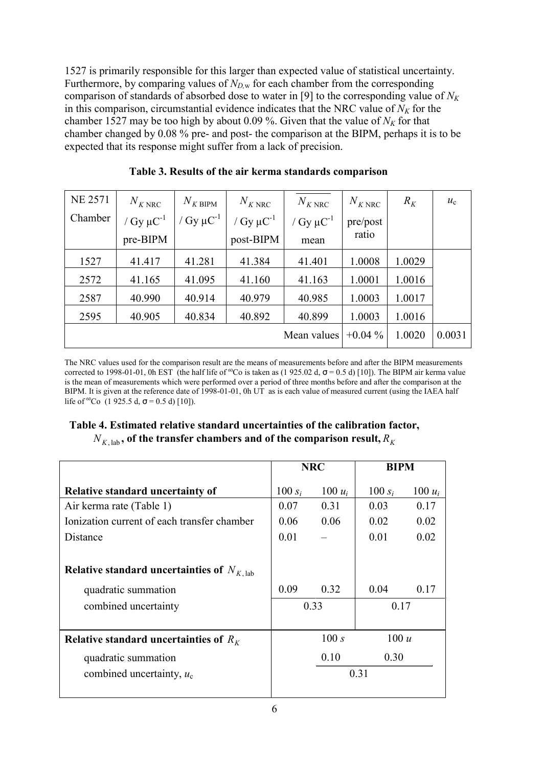1527 is primarily responsible for this larger than expected value of statistical uncertainty. Furthermore, by comparing values of $N_{D,\mathrm{w}}$ for each chamber from the corresponding comparison of standards of absorbed dose to water in [9] to the corresponding value of $N_K$ in this comparison, circumstantial evidence indicates that the NRC value of $N_K$ for the chamber 1527 may be too high by about 0.09 %. Given that the value of $N_K$ for that chamber changed by 0.08 % pre- and post- the comparison at the BIPM, perhaps it is to be expected that its response might suffer from a lack of precision.

**Table 3. Results of the air kerma standards comparison**

| NE 2571 Chamber | $N_{K\,\mathrm{NRC}}$ / Gy μC$^{-1}$ pre-BIPM | $N_{K\,\mathrm{BIPM}}$ / Gy μC$^{-1}$ | $N_{K\,\mathrm{NRC}}$ / Gy μC$^{-1}$ post-BIPM | $\overline{N_{K\,\mathrm{NRC}}}$ / Gy μC$^{-1}$ mean | $N_{K\,\mathrm{NRC}}$ pre/post ratio | $R_K$ | $u_c$ |
|---|---|---|---|---|---|---|---|
| 1527 | 41.417 | 41.281 | 41.384 | 41.401 | 1.0008 | 1.0029 | |
| 2572 | 41.165 | 41.095 | 41.160 | 41.163 | 1.0001 | 1.0016 | |
| 2587 | 40.990 | 40.914 | 40.979 | 40.985 | 1.0003 | 1.0017 | |
| 2595 | 40.905 | 40.834 | 40.892 | 40.899 | 1.0003 | 1.0016 | |
| | | | | Mean values | +0.04 % | 1.0020 | 0.0031 |

The NRC values used for the comparison result are the means of measurements before and after the BIPM measurements corrected to 1998-01-01, 0h EST (the half life of $^{60}$Co is taken as (1 925.02 d, σ = 0.5 d) [10]). The BIPM air kerma value is the mean of measurements which were performed over a period of three months before and after the comparison at the BIPM. It is given at the reference date of 1998-01-01, 0h UT as is each value of measured current (using the IAEA half life of $^{60}$Co (1 925.5 d, σ = 0.5 d) [10]).

**Table 4. Estimated relative standard uncertainties of the calibration factor, $N_{K,\mathrm{lab}}$, of the transfer chambers and of the comparison result, $R_K$**

| | NRC | | BIPM | |
|---|---|---|---|---|
| **Relative standard uncertainty of** | $100\,s_i$ | $100\,u_i$ | $100\,s_i$ | $100\,u_i$ |
| Air kerma rate (Table 1) | 0.07 | 0.31 | 0.03 | 0.17 |
| Ionization current of each transfer chamber | 0.06 | 0.06 | 0.02 | 0.02 |
| Distance | 0.01 | – | 0.01 | 0.02 |
| **Relative standard uncertainties of $N_{K,\mathrm{lab}}$** | | | | |
| quadratic summation | 0.09 | 0.32 | 0.04 | 0.17 |
| combined uncertainty | 0.33 | | 0.17 | |
| **Relative standard uncertainties of $R_K$** | $100\,s$ | | $100\,u$ | |
| quadratic summation | 0.10 | | 0.30 | |
| combined uncertainty, $u_c$ | 0.31 | | | |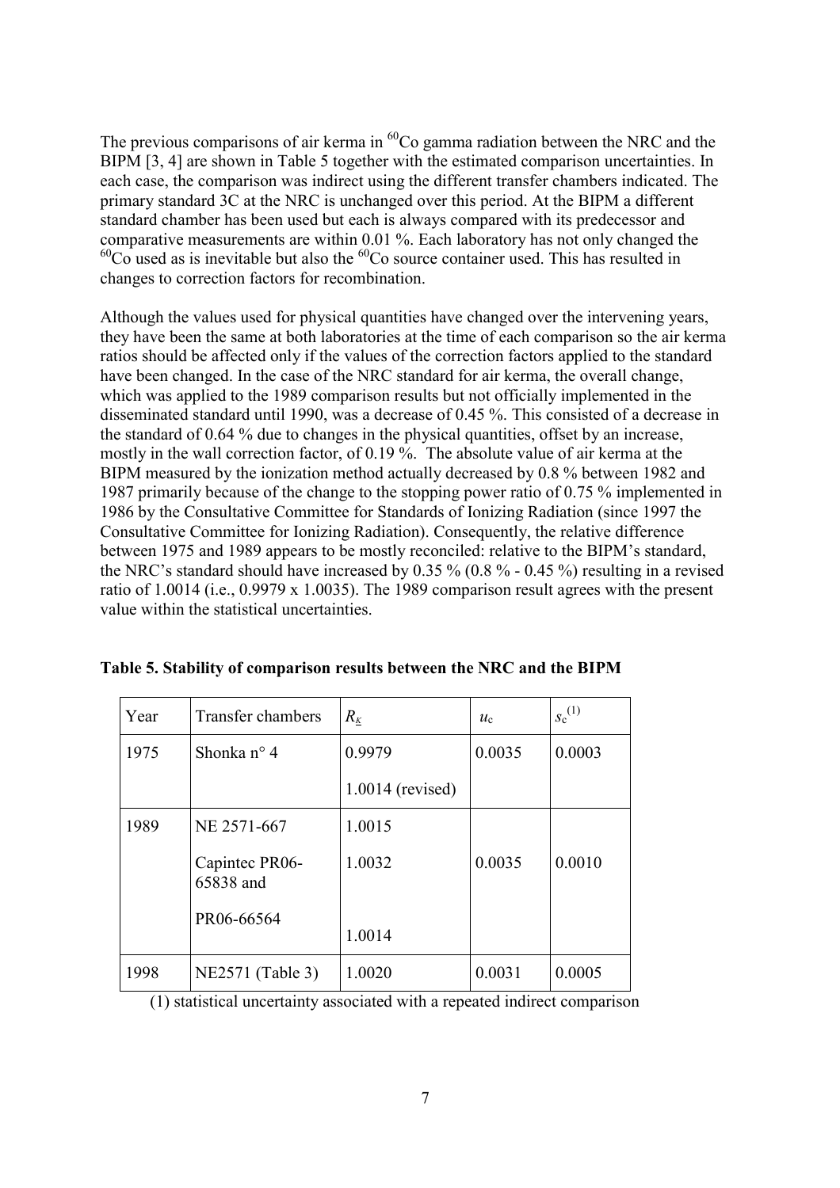The previous comparisons of air kerma in $^{60}$Co gamma radiation between the NRC and the BIPM [3, 4] are shown in Table 5 together with the estimated comparison uncertainties. In each case, the comparison was indirect using the different transfer chambers indicated. The primary standard 3C at the NRC is unchanged over this period. At the BIPM a different standard chamber has been used but each is always compared with its predecessor and comparative measurements are within 0.01 %. Each laboratory has not only changed the $^{60}$Co used as is inevitable but also the $^{60}$Co source container used. This has resulted in changes to correction factors for recombination.

Although the values used for physical quantities have changed over the intervening years, they have been the same at both laboratories at the time of each comparison so the air kerma ratios should be affected only if the values of the correction factors applied to the standard have been changed. In the case of the NRC standard for air kerma, the overall change, which was applied to the 1989 comparison results but not officially implemented in the disseminated standard until 1990, was a decrease of 0.45 %. This consisted of a decrease in the standard of 0.64 % due to changes in the physical quantities, offset by an increase, mostly in the wall correction factor, of 0.19 %. The absolute value of air kerma at the BIPM measured by the ionization method actually decreased by 0.8 % between 1982 and 1987 primarily because of the change to the stopping power ratio of 0.75 % implemented in 1986 by the Consultative Committee for Standards of Ionizing Radiation (since 1997 the Consultative Committee for Ionizing Radiation). Consequently, the relative difference between 1975 and 1989 appears to be mostly reconciled: relative to the BIPM's standard, the NRC's standard should have increased by 0.35 % (0.8 % - 0.45 %) resulting in a revised ratio of 1.0014 (i.e., 0.9979 x 1.0035). The 1989 comparison result agrees with the present value within the statistical uncertainties.

**Table 5. Stability of comparison results between the NRC and the BIPM**

| Year | Transfer chambers | $R_{\underline{K}}$ | $u_c$ | $s_c^{(1)}$ |
|---|---|---|---|---|
| 1975 | Shonka n° 4 | 0.9979 | 0.0035 | 0.0003 |
| | | 1.0014 (revised) | | |
| 1989 | NE 2571-667 | 1.0015 | 0.0035 | 0.0010 |
| | Capintec PR06-65838 and | 1.0032 | | |
| | PR06-66564 | 1.0014 | | |
| 1998 | NE2571 (Table 3) | 1.0020 | 0.0031 | 0.0005 |

(1) statistical uncertainty associated with a repeated indirect comparison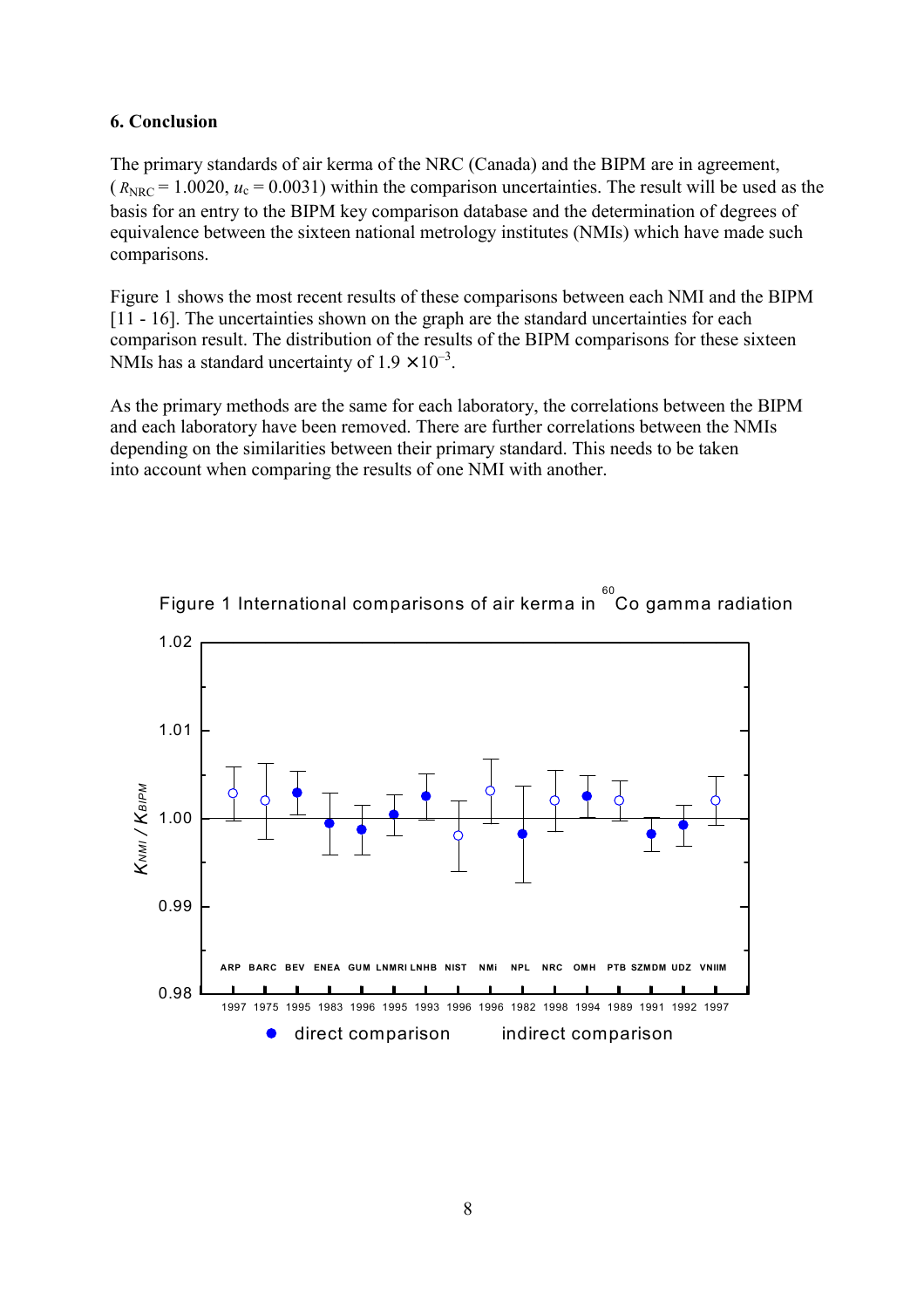## 6. Conclusion

The primary standards of air kerma of the NRC (Canada) and the BIPM are in agreement, ( $R_{NRC}$ = 1.0020, $u_c$ = 0.0031) within the comparison uncertainties. The result will be used as the basis for an entry to the BIPM key comparison database and the determination of degrees of equivalence between the sixteen national metrology institutes (NMIs) which have made such comparisons.

Figure 1 shows the most recent results of these comparisons between each NMI and the BIPM [11 - 16]. The uncertainties shown on the graph are the standard uncertainties for each comparison result. The distribution of the results of the BIPM comparisons for these sixteen NMIs has a standard uncertainty of $1.9 \times 10^{-3}$.

As the primary methods are the same for each laboratory, the correlations between the BIPM and each laboratory have been removed. There are further correlations between the NMIs depending on the similarities between their primary standard. This needs to be taken into account when comparing the results of one NMI with another.

Figure 1 International comparisons of air kerma in $^{60}$Co gamma radiation

(Plot: $K_{NMI} / K_{BIPM}$ from 0.98 to 1.02 for ARP 1997, BARC 1975, BEV 1995, ENEA 1983, GUM 1996, LNMRI 1995, LNHB 1993, NIST 1996, NMi 1996, NPL 1982, NRC 1998, OMH 1994, PTB 1989, SZMDM 1991, UDZ 1992, VNIIM 1997; ● direct comparison, ○ indirect comparison)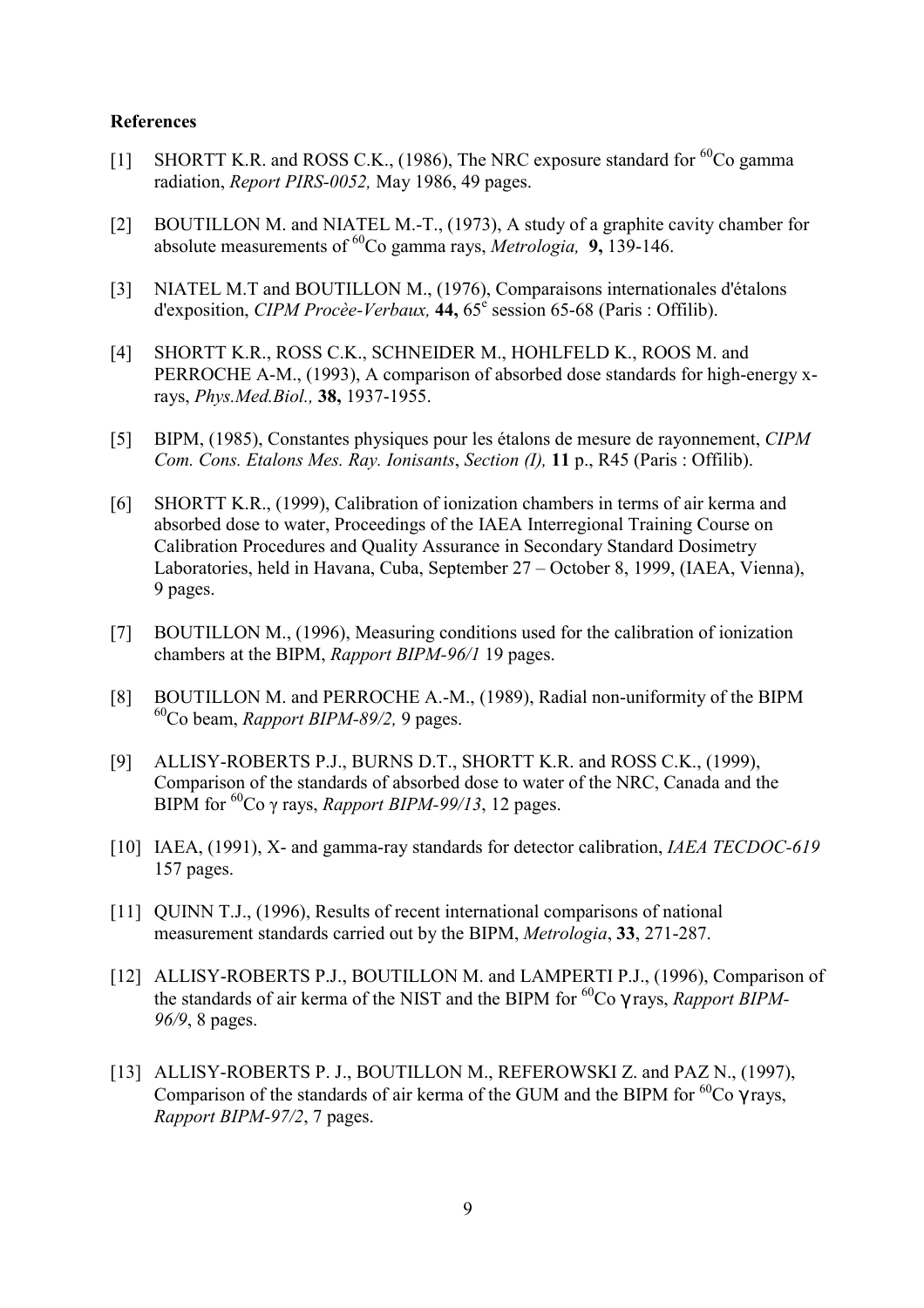**References**

[1] SHORTT K.R. and ROSS C.K., (1986), The NRC exposure standard for $^{60}$Co gamma radiation, *Report PIRS-0052,* May 1986, 49 pages.

[2] BOUTILLON M. and NIATEL M.-T., (1973), A study of a graphite cavity chamber for absolute measurements of $^{60}$Co gamma rays, *Metrologia,* **9,** 139-146.

[3] NIATEL M.T and BOUTILLON M., (1976), Comparaisons internationales d'étalons d'exposition, *CIPM Procèe-Verbaux,* **44,** 65$^{e}$ session 65-68 (Paris : Offilib).

[4] SHORTT K.R., ROSS C.K., SCHNEIDER M., HOHLFELD K., ROOS M. and PERROCHE A-M., (1993), A comparison of absorbed dose standards for high-energy x-rays, *Phys.Med.Biol.,* **38,** 1937-1955.

[5] BIPM, (1985), Constantes physiques pour les étalons de mesure de rayonnement, *CIPM Com. Cons. Etalons Mes. Ray. Ionisants*, *Section (I),* **11** p., R45 (Paris : Offilib).

[6] SHORTT K.R., (1999), Calibration of ionization chambers in terms of air kerma and absorbed dose to water, Proceedings of the IAEA Interregional Training Course on Calibration Procedures and Quality Assurance in Secondary Standard Dosimetry Laboratories, held in Havana, Cuba, September 27 – October 8, 1999, (IAEA, Vienna), 9 pages.

[7] BOUTILLON M., (1996), Measuring conditions used for the calibration of ionization chambers at the BIPM, *Rapport BIPM-96/1* 19 pages.

[8] BOUTILLON M. and PERROCHE A.-M., (1989), Radial non-uniformity of the BIPM $^{60}$Co beam, *Rapport BIPM-89/2,* 9 pages.

[9] ALLISY-ROBERTS P.J., BURNS D.T., SHORTT K.R. and ROSS C.K., (1999), Comparison of the standards of absorbed dose to water of the NRC, Canada and the BIPM for $^{60}$Co $\gamma$ rays, *Rapport BIPM-99/13*, 12 pages.

[10] IAEA, (1991), X- and gamma-ray standards for detector calibration, *IAEA TECDOC-619* 157 pages.

[11] QUINN T.J., (1996), Results of recent international comparisons of national measurement standards carried out by the BIPM, *Metrologia*, **33**, 271-287.

[12] ALLISY-ROBERTS P.J., BOUTILLON M. and LAMPERTI P.J., (1996), Comparison of the standards of air kerma of the NIST and the BIPM for $^{60}$Co $\gamma$ rays, *Rapport BIPM-96/9*, 8 pages.

[13] ALLISY-ROBERTS P. J., BOUTILLON M., REFEROWSKI Z. and PAZ N., (1997), Comparison of the standards of air kerma of the GUM and the BIPM for $^{60}$Co $\gamma$ rays, *Rapport BIPM-97/2*, 7 pages.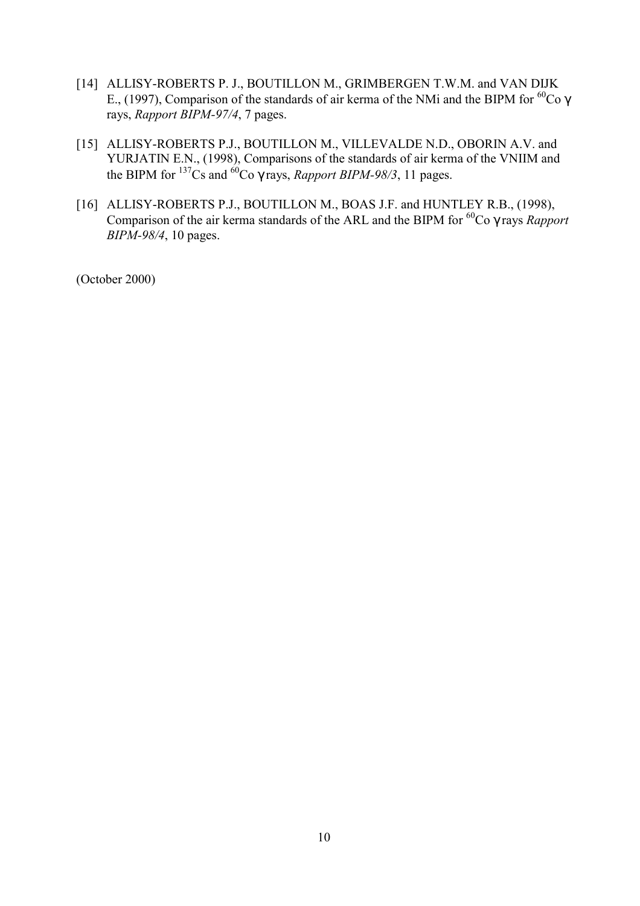[14] ALLISY-ROBERTS P. J., BOUTILLON M., GRIMBERGEN T.W.M. and VAN DIJK E., (1997), Comparison of the standards of air kerma of the NMi and the BIPM for $^{60}$Co $\gamma$ rays, *Rapport BIPM-97/4*, 7 pages.

[15] ALLISY-ROBERTS P.J., BOUTILLON M., VILLEVALDE N.D., OBORIN A.V. and YURJATIN E.N., (1998), Comparisons of the standards of air kerma of the VNIIM and the BIPM for $^{137}$Cs and $^{60}$Co $\gamma$ rays, *Rapport BIPM-98/3*, 11 pages.

[16] ALLISY-ROBERTS P.J., BOUTILLON M., BOAS J.F. and HUNTLEY R.B., (1998), Comparison of the air kerma standards of the ARL and the BIPM for $^{60}$Co $\gamma$ rays *Rapport BIPM-98/4*, 10 pages.

(October 2000)